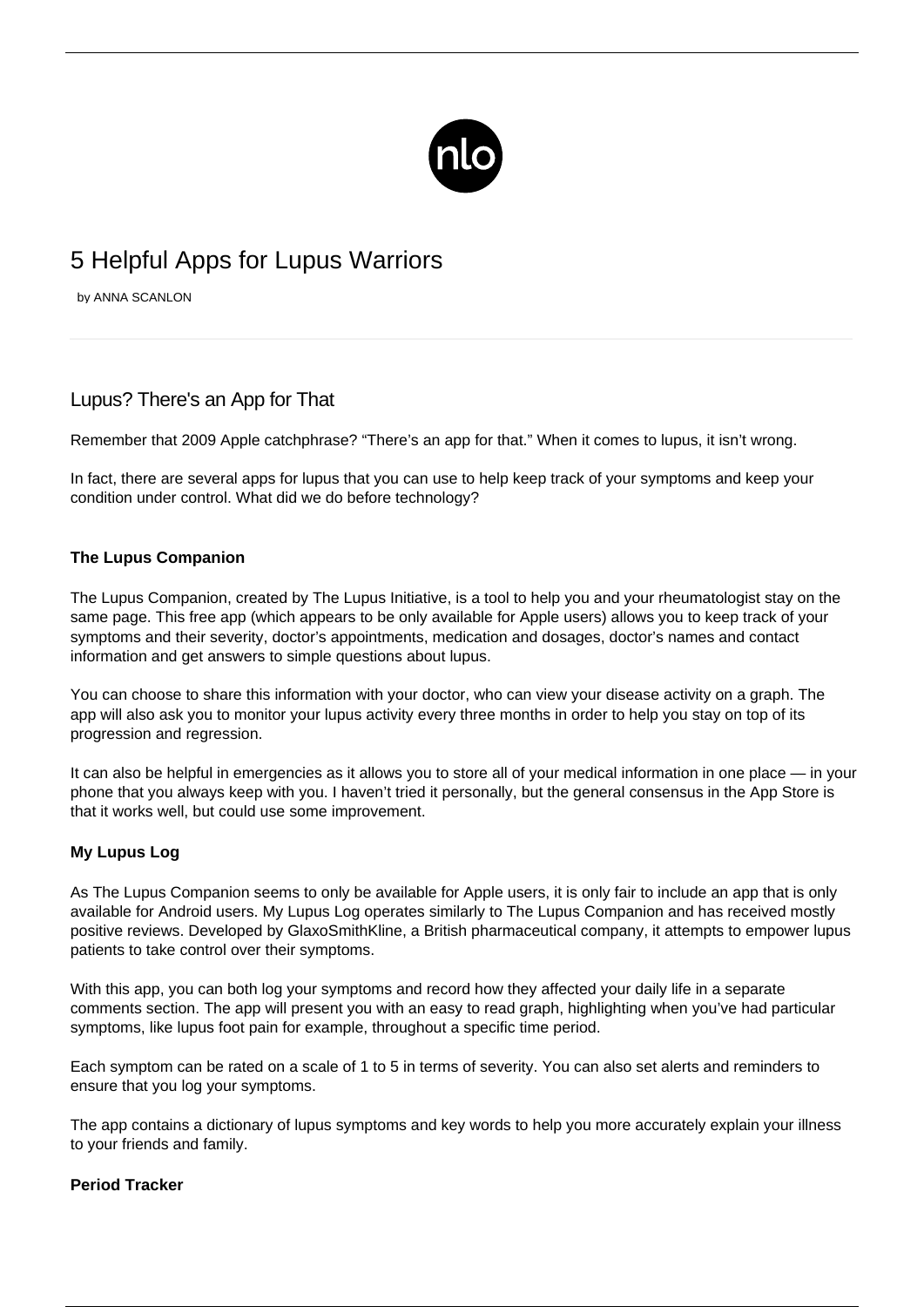# 5 Helpful Apps for Lupus Warriors

by ANNA SCANLON

## Lupus? There's an App for That

Remember that 2009 Apple catchphrase? "There's an app for that." When it comes to lupus, it isn't wrong.

In fact, there are several apps for lupus that you can use to help keep track of your symptoms and keep your condition under control. What did we do before technology?

**The Lupus Companion**

The Lupus Companion, created by The Lupus Initiative, is a tool to help you and your rheumatologist stay on the same page. This free app (which appears to be only available for Apple users) allows you to keep track of your symptoms and their severity, doctor's appointments, medication and dosages, doctor's names and contact information and get answers to simple questions about lupus.

You can choose to share this information with your doctor, who can view your disease activity on a graph. The app will also ask you to monitor your lupus activity every three months in order to help you stay on top of its progression and regression.

It can also be helpful in emergencies as it allows you to store all of your medical information in one place — in your phone that you always keep with you. I haven't tried it personally, but the general consensus in the App Store is that it works well, but could use some improvement.

**My Lupus Log**

As The Lupus Companion seems to only be available for Apple users, it is only fair to include an app that is only available for Android users. My Lupus Log operates similarly to The Lupus Companion and has received mostly positive reviews. Developed by GlaxoSmithKline, a British pharmaceutical company, it attempts to empower lupus patients to take control over their symptoms.

With this app, you can both log your symptoms and record how they affected your daily life in a separate comments section. The app will present you with an easy to read graph, highlighting when you've had particular symptoms, like lupus foot pain for example, throughout a specific time period.

Each symptom can be rated on a scale of 1 to 5 in terms of severity. You can also set alerts and reminders to ensure that you log your symptoms.

The app contains a dictionary of lupus symptoms and key words to help you more accurately explain your illness to your friends and family.

**Period Tracker**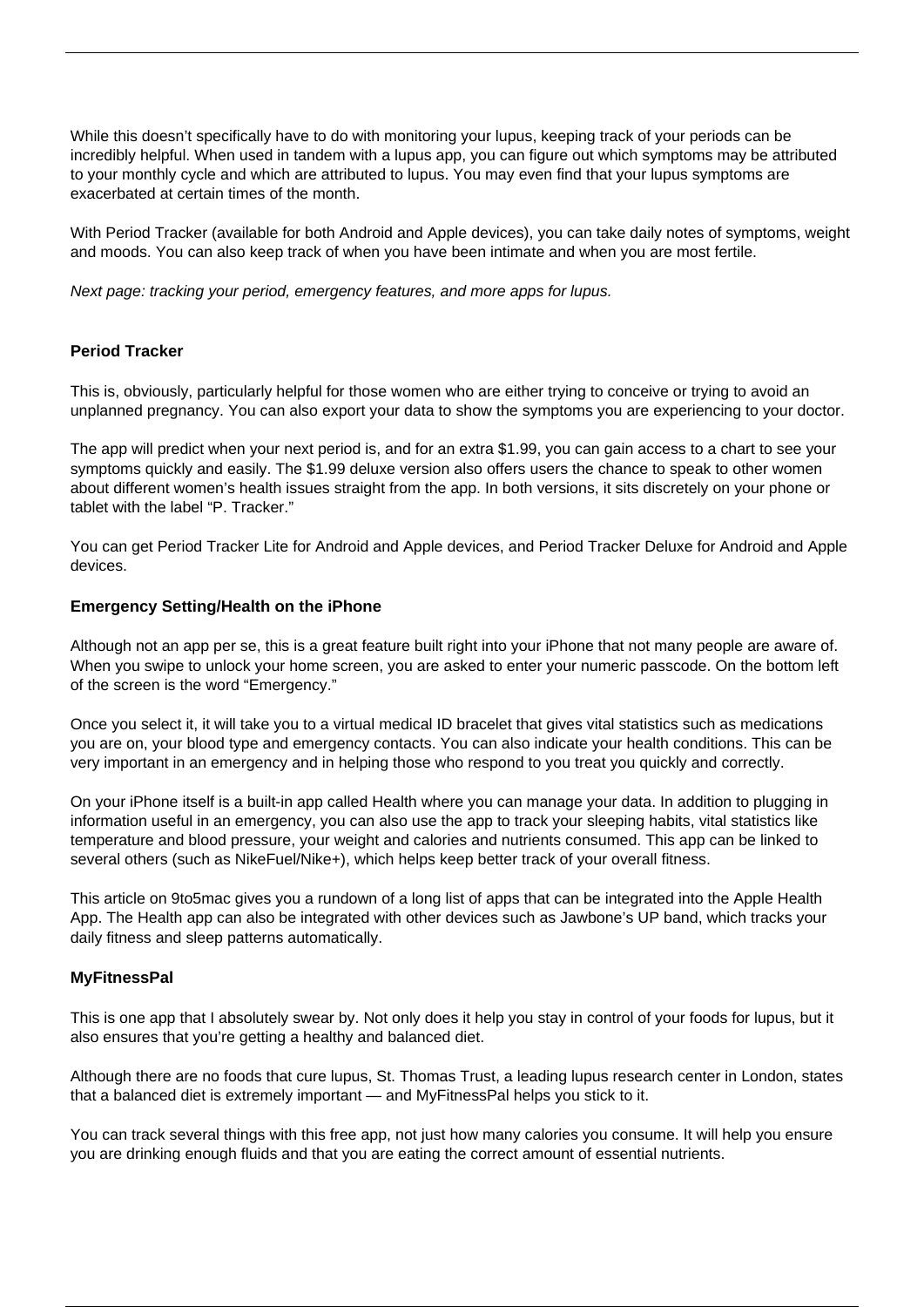While this doesn't specifically have to do with monitoring your lupus, keeping track of your periods can be incredibly helpful. When used in tandem with a lupus app, you can figure out which symptoms may be attributed to your monthly cycle and which are attributed to lupus. You may even find that your lupus symptoms are exacerbated at certain times of the month.

With Period Tracker (available for both Android and Apple devices), you can take daily notes of symptoms, weight and moods. You can also keep track of when you have been intimate and when you are most fertile.

*Next page: tracking your period, emergency features, and more apps for lupus.*

**Period Tracker**

This is, obviously, particularly helpful for those women who are either trying to conceive or trying to avoid an unplanned pregnancy. You can also export your data to show the symptoms you are experiencing to your doctor.

The app will predict when your next period is, and for an extra $1.99, you can gain access to a chart to see your symptoms quickly and easily. The $1.99 deluxe version also offers users the chance to speak to other women about different women's health issues straight from the app. In both versions, it sits discretely on your phone or tablet with the label "P. Tracker."

You can get Period Tracker Lite for Android and Apple devices, and Period Tracker Deluxe for Android and Apple devices.

**Emergency Setting/Health on the iPhone**

Although not an app per se, this is a great feature built right into your iPhone that not many people are aware of. When you swipe to unlock your home screen, you are asked to enter your numeric passcode. On the bottom left of the screen is the word "Emergency."

Once you select it, it will take you to a virtual medical ID bracelet that gives vital statistics such as medications you are on, your blood type and emergency contacts. You can also indicate your health conditions. This can be very important in an emergency and in helping those who respond to you treat you quickly and correctly.

On your iPhone itself is a built-in app called Health where you can manage your data. In addition to plugging in information useful in an emergency, you can also use the app to track your sleeping habits, vital statistics like temperature and blood pressure, your weight and calories and nutrients consumed. This app can be linked to several others (such as NikeFuel/Nike+), which helps keep better track of your overall fitness.

This article on 9to5mac gives you a rundown of a long list of apps that can be integrated into the Apple Health App. The Health app can also be integrated with other devices such as Jawbone's UP band, which tracks your daily fitness and sleep patterns automatically.

**MyFitnessPal**

This is one app that I absolutely swear by. Not only does it help you stay in control of your foods for lupus, but it also ensures that you're getting a healthy and balanced diet.

Although there are no foods that cure lupus, St. Thomas Trust, a leading lupus research center in London, states that a balanced diet is extremely important — and MyFitnessPal helps you stick to it.

You can track several things with this free app, not just how many calories you consume. It will help you ensure you are drinking enough fluids and that you are eating the correct amount of essential nutrients.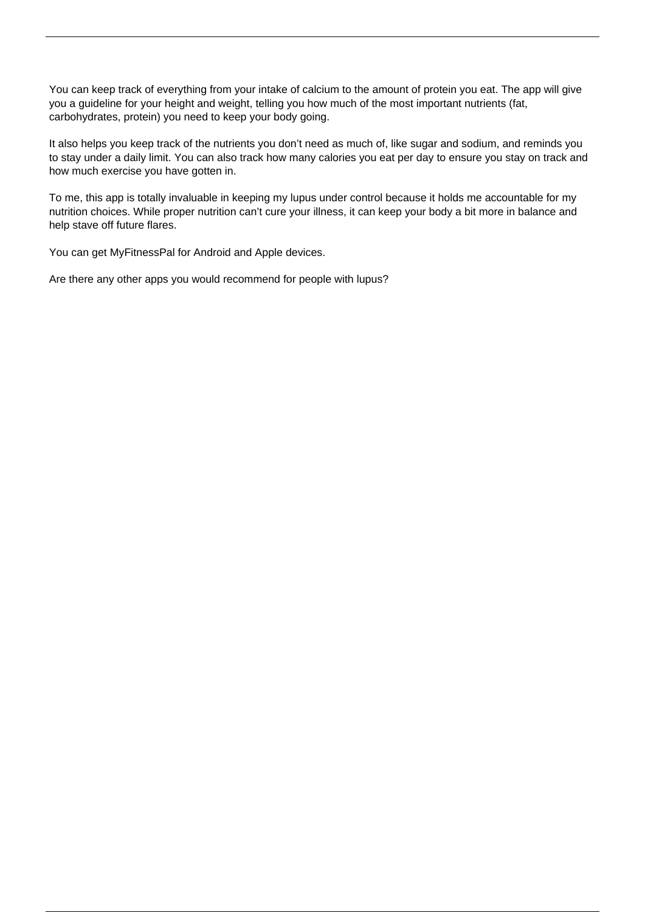You can keep track of everything from your intake of calcium to the amount of protein you eat. The app will give you a guideline for your height and weight, telling you how much of the most important nutrients (fat, carbohydrates, protein) you need to keep your body going.

It also helps you keep track of the nutrients you don't need as much of, like sugar and sodium, and reminds you to stay under a daily limit. You can also track how many calories you eat per day to ensure you stay on track and how much exercise you have gotten in.

To me, this app is totally invaluable in keeping my lupus under control because it holds me accountable for my nutrition choices. While proper nutrition can't cure your illness, it can keep your body a bit more in balance and help stave off future flares.

You can get MyFitnessPal for Android and Apple devices.

Are there any other apps you would recommend for people with lupus?